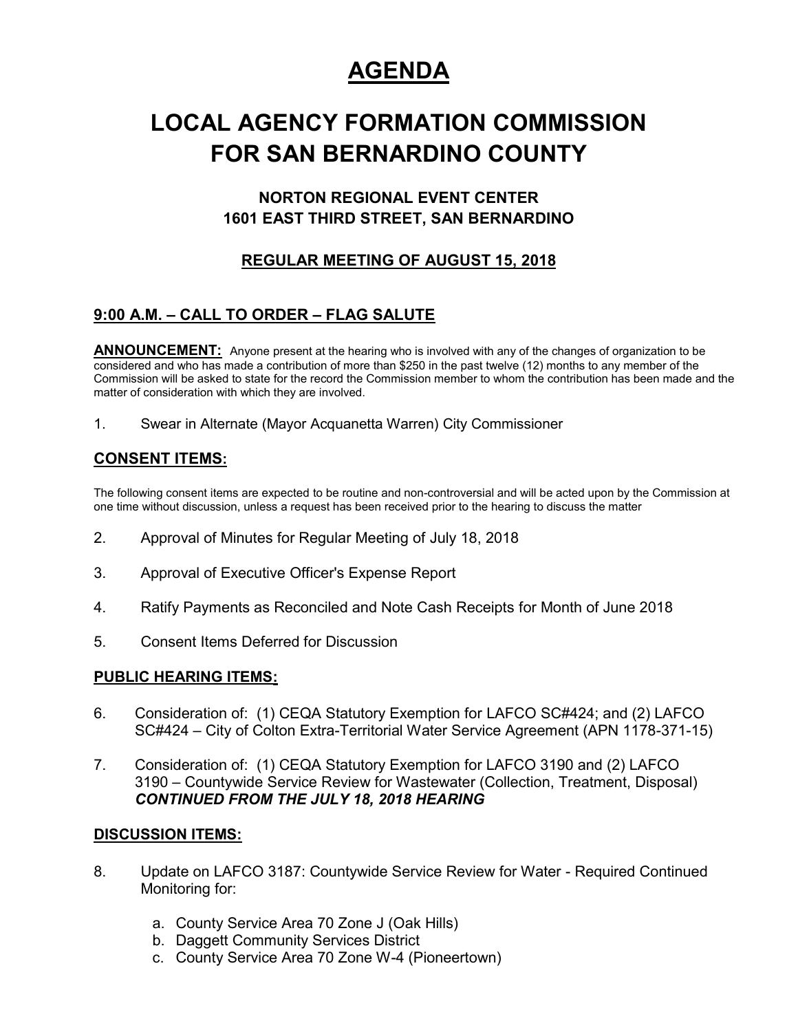# AGENDA

# LOCAL AGENCY FORMATION COMMISSION FOR SAN BERNARDINO COUNTY

### NORTON REGIONAL EVENT CENTER
### 1601 EAST THIRD STREET, SAN BERNARDINO

### REGULAR MEETING OF AUGUST 15, 2018

## 9:00 A.M. – CALL TO ORDER – FLAG SALUTE

**ANNOUNCEMENT:** Anyone present at the hearing who is involved with any of the changes of organization to be considered and who has made a contribution of more than $250 in the past twelve (12) months to any member of the Commission will be asked to state for the record the Commission member to whom the contribution has been made and the matter of consideration with which they are involved.

1. Swear in Alternate (Mayor Acquanetta Warren) City Commissioner

## CONSENT ITEMS:

The following consent items are expected to be routine and non-controversial and will be acted upon by the Commission at one time without discussion, unless a request has been received prior to the hearing to discuss the matter

2. Approval of Minutes for Regular Meeting of July 18, 2018
3. Approval of Executive Officer's Expense Report
4. Ratify Payments as Reconciled and Note Cash Receipts for Month of June 2018
5. Consent Items Deferred for Discussion

## PUBLIC HEARING ITEMS:

6. Consideration of: (1) CEQA Statutory Exemption for LAFCO SC#424; and (2) LAFCO SC#424 – City of Colton Extra-Territorial Water Service Agreement (APN 1178-371-15)
7. Consideration of: (1) CEQA Statutory Exemption for LAFCO 3190 and (2) LAFCO 3190 – Countywide Service Review for Wastewater (Collection, Treatment, Disposal) ***CONTINUED FROM THE JULY 18, 2018 HEARING***

## DISCUSSION ITEMS:

8. Update on LAFCO 3187: Countywide Service Review for Water - Required Continued Monitoring for:
   a. County Service Area 70 Zone J (Oak Hills)
   b. Daggett Community Services District
   c. County Service Area 70 Zone W-4 (Pioneertown)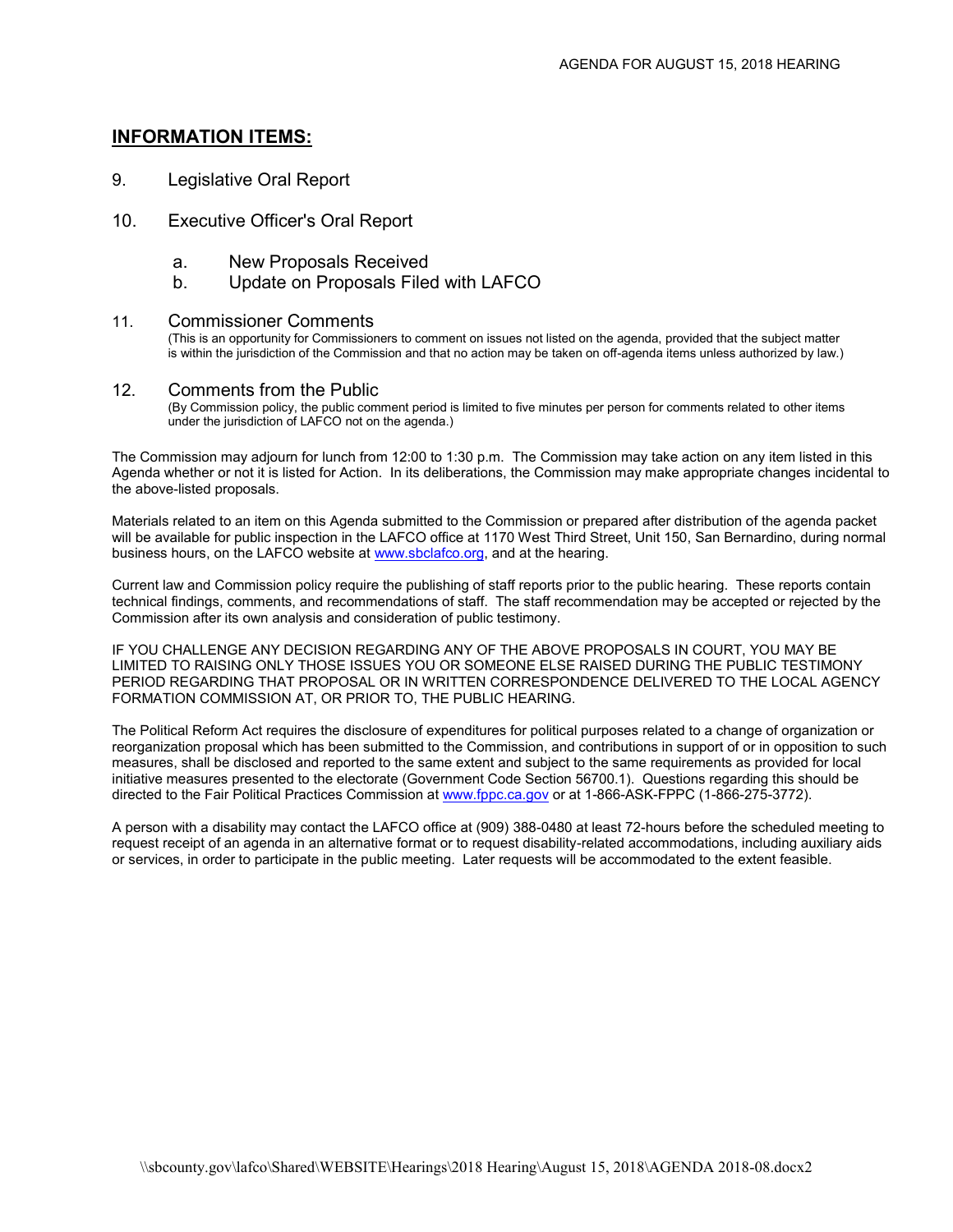## INFORMATION ITEMS:

9. Legislative Oral Report

10. Executive Officer's Oral Report

    a. New Proposals Received
    b. Update on Proposals Filed with LAFCO

11. Commissioner Comments
    (This is an opportunity for Commissioners to comment on issues not listed on the agenda, provided that the subject matter is within the jurisdiction of the Commission and that no action may be taken on off-agenda items unless authorized by law.)

12. Comments from the Public
    (By Commission policy, the public comment period is limited to five minutes per person for comments related to other items under the jurisdiction of LAFCO not on the agenda.)

The Commission may adjourn for lunch from 12:00 to 1:30 p.m. The Commission may take action on any item listed in this Agenda whether or not it is listed for Action. In its deliberations, the Commission may make appropriate changes incidental to the above-listed proposals.

Materials related to an item on this Agenda submitted to the Commission or prepared after distribution of the agenda packet will be available for public inspection in the LAFCO office at 1170 West Third Street, Unit 150, San Bernardino, during normal business hours, on the LAFCO website at www.sbclafco.org, and at the hearing.

Current law and Commission policy require the publishing of staff reports prior to the public hearing. These reports contain technical findings, comments, and recommendations of staff. The staff recommendation may be accepted or rejected by the Commission after its own analysis and consideration of public testimony.

IF YOU CHALLENGE ANY DECISION REGARDING ANY OF THE ABOVE PROPOSALS IN COURT, YOU MAY BE LIMITED TO RAISING ONLY THOSE ISSUES YOU OR SOMEONE ELSE RAISED DURING THE PUBLIC TESTIMONY PERIOD REGARDING THAT PROPOSAL OR IN WRITTEN CORRESPONDENCE DELIVERED TO THE LOCAL AGENCY FORMATION COMMISSION AT, OR PRIOR TO, THE PUBLIC HEARING.

The Political Reform Act requires the disclosure of expenditures for political purposes related to a change of organization or reorganization proposal which has been submitted to the Commission, and contributions in support of or in opposition to such measures, shall be disclosed and reported to the same extent and subject to the same requirements as provided for local initiative measures presented to the electorate (Government Code Section 56700.1). Questions regarding this should be directed to the Fair Political Practices Commission at www.fppc.ca.gov or at 1-866-ASK-FPPC (1-866-275-3772).

A person with a disability may contact the LAFCO office at (909) 388-0480 at least 72-hours before the scheduled meeting to request receipt of an agenda in an alternative format or to request disability-related accommodations, including auxiliary aids or services, in order to participate in the public meeting. Later requests will be accommodated to the extent feasible.